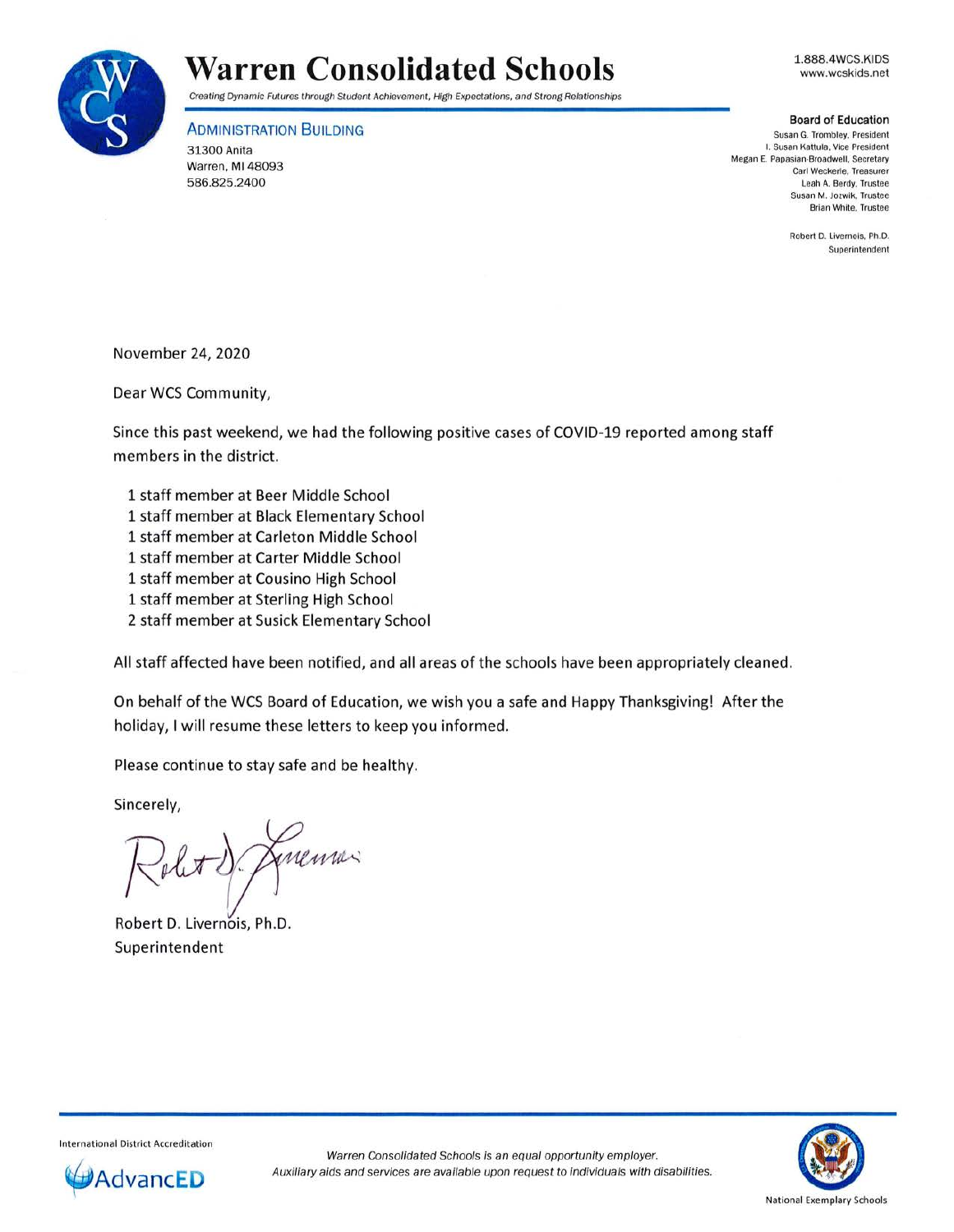# Warren Consolidated Schools

*Creating Dynamic Futures through Student Achievement, High Expectations, and Strong Relationships*

1.888.4WCS.KIDS
www.wcskids.net

**ADMINISTRATION BUILDING**
31300 Anita
Warren, MI 48093
586.825.2400

**Board of Education**
Susan G. Trombley, President
I. Susan Kattula, Vice President
Megan E. Papasian-Broadwell, Secretary
Carl Weckerle, Treasurer
Leah A. Berdy, Trustee
Susan M. Jozwik, Trustee
Brian White, Trustee

Robert D. Livernois, Ph.D.
Superintendent

November 24, 2020

Dear WCS Community,

Since this past weekend, we had the following positive cases of COVID-19 reported among staff members in the district.

1 staff member at Beer Middle School
1 staff member at Black Elementary School
1 staff member at Carleton Middle School
1 staff member at Carter Middle School
1 staff member at Cousino High School
1 staff member at Sterling High School
2 staff member at Susick Elementary School

All staff affected have been notified, and all areas of the schools have been appropriately cleaned.

On behalf of the WCS Board of Education, we wish you a safe and Happy Thanksgiving! After the holiday, I will resume these letters to keep you informed.

Please continue to stay safe and be healthy.

Sincerely,

Robert D. Livernois, Ph.D.
Superintendent

International District Accreditation
AdvancED

*Warren Consolidated Schools is an equal opportunity employer.*
*Auxiliary aids and services are available upon request to individuals with disabilities.*

National Exemplary Schools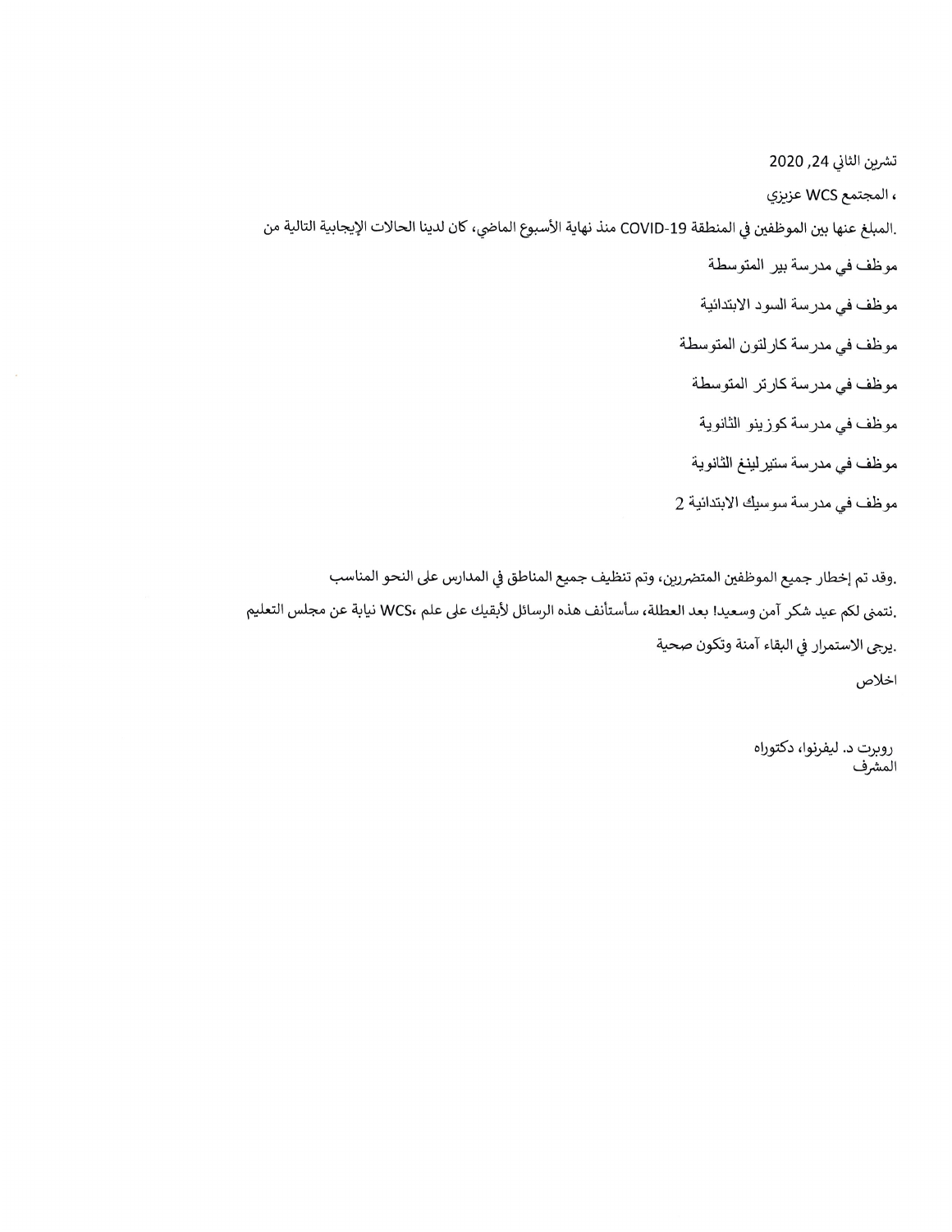تشرين الثاني 24, 2020

، المجتمع WCS عزيزي

.المبلغ عنها بين الموظفين في المنطقة COVID-19 منذ نهاية الأسبوع الماضي، كان لدينا الحالات الإيجابية التالية من

موظف في مدرسة بير المتوسطة

موظف في مدرسة السود الابتدائية

موظف في مدرسة كارلتون المتوسطة

موظف في مدرسة كارتر المتوسطة

موظف في مدرسة كوزينو الثانوية

موظف في مدرسة ستيرلينغ الثانوية

موظف في مدرسة سوسيك الابتدائية 2

.وقد تم إخطار جميع الموظفين المتضررين، وتم تنظيف جميع المناطق في المدارس على النحو المناسب

.نتمنى لكم عيد شكر آمن وسعيد! بعد العطلة، سأستأنف هذه الرسائل لأبقيك على علم ،WCS نيابة عن مجلس التعليم

.يرجى الاستمرار في البقاء آمنة وتكون صحية

اخلاص

روبرت د. ليفرنوا، دكتوراه
المشرف